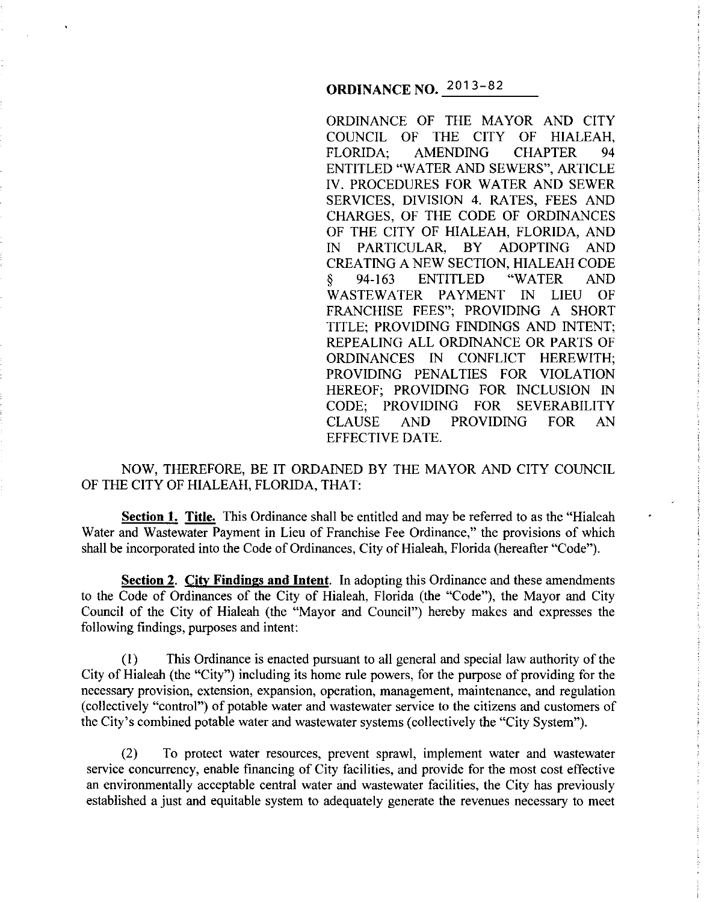# ORDINANCE NO. 2013-82

ORDINANCE OF THE MAYOR AND CITY COUNCIL OF THE CITY OF HIALEAH, FLORIDA; AMENDING CHAPTER 94 ENTITLED "WATER AND SEWERS", ARTICLE IV. PROCEDURES FOR WATER AND SEWER SERVICES, DIVISION 4. RATES, FEES AND CHARGES, OF THE CODE OF ORDINANCES OF THE CITY OF HIALEAH, FLORIDA, AND IN PARTICULAR, BY ADOPTING AND CREATING A NEW SECTION, HIALEAH CODE § 94-163 ENTITLED "WATER AND WASTEWATER PAYMENT IN LIEU OF FRANCHISE FEES"; PROVIDING A SHORT TITLE; PROVIDING FINDINGS AND INTENT; REPEALING ALL ORDINANCE OR PARTS OF ORDINANCES IN CONFLICT HEREWITH; PROVIDING PENALTIES FOR VIOLATION HEREOF; PROVIDING FOR INCLUSION IN CODE; PROVIDING FOR SEVERABILITY CLAUSE AND PROVIDING FOR AN EFFECTIVE DATE.

NOW, THEREFORE, BE IT ORDAINED BY THE MAYOR AND CITY COUNCIL OF THE CITY OF HIALEAH, FLORIDA, THAT:

**Section 1. Title.** This Ordinance shall be entitled and may be referred to as the "Hialeah Water and Wastewater Payment in Lieu of Franchise Fee Ordinance," the provisions of which shall be incorporated into the Code of Ordinances, City of Hialeah, Florida (hereafter "Code").

**Section 2. City Findings and Intent.** In adopting this Ordinance and these amendments to the Code of Ordinances of the City of Hialeah, Florida (the "Code"), the Mayor and City Council of the City of Hialeah (the "Mayor and Council") hereby makes and expresses the following findings, purposes and intent:

(1) This Ordinance is enacted pursuant to all general and special law authority of the City of Hialeah (the "City") including its home rule powers, for the purpose of providing for the necessary provision, extension, expansion, operation, management, maintenance, and regulation (collectively "control") of potable water and wastewater service to the citizens and customers of the City's combined potable water and wastewater systems (collectively the "City System").

(2) To protect water resources, prevent sprawl, implement water and wastewater service concurrency, enable financing of City facilities, and provide for the most cost effective an environmentally acceptable central water and wastewater facilities, the City has previously established a just and equitable system to adequately generate the revenues necessary to meet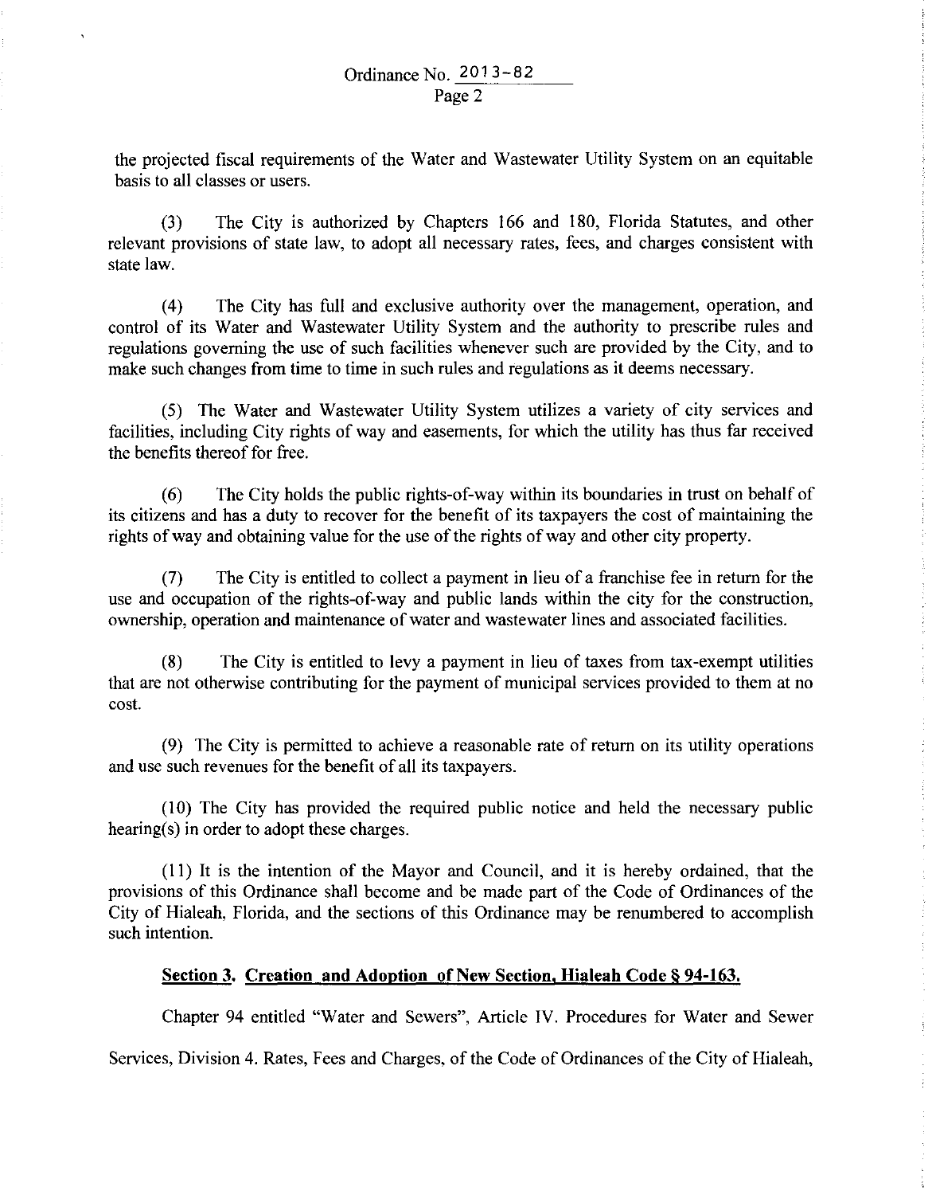the projected fiscal requirements of the Water and Wastewater Utility System on an equitable basis to all classes or users.

(3) The City is authorized by Chapters 166 and 180, Florida Statutes, and other relevant provisions of state law, to adopt all necessary rates, fees, and charges consistent with state law.

(4) The City has full and exclusive authority over the management, operation, and control of its Water and Wastewater Utility System and the authority to prescribe rules and regulations governing the use of such facilities whenever such are provided by the City, and to make such changes from time to time in such rules and regulations as it deems necessary.

(5) The Water and Wastewater Utility System utilizes a variety of city services and facilities, including City rights of way and easements, for which the utility has thus far received the benefits thereof for free.

(6) The City holds the public rights-of-way within its boundaries in trust on behalf of its citizens and has a duty to recover for the benefit of its taxpayers the cost of maintaining the rights of way and obtaining value for the use of the rights of way and other city property.

(7) The City is entitled to collect a payment in lieu of a franchise fee in return for the use and occupation of the rights-of-way and public lands within the city for the construction, ownership, operation and maintenance of water and wastewater lines and associated facilities.

(8) The City is entitled to levy a payment in lieu of taxes from tax-exempt utilities that are not otherwise contributing for the payment of municipal services provided to them at no cost.

(9) The City is permitted to achieve a reasonable rate of return on its utility operations and use such revenues for the benefit of all its taxpayers.

(10) The City has provided the required public notice and held the necessary public hearing(s) in order to adopt these charges.

(11) It is the intention of the Mayor and Council, and it is hereby ordained, that the provisions of this Ordinance shall become and be made part of the Code of Ordinances of the City of Hialeah, Florida, and the sections of this Ordinance may be renumbered to accomplish such intention.

**Section 3. Creation and Adoption of New Section, Hialeah Code § 94-163.**

Chapter 94 entitled "Water and Sewers", Article IV. Procedures for Water and Sewer Services, Division 4. Rates, Fees and Charges, of the Code of Ordinances of the City of Hialeah,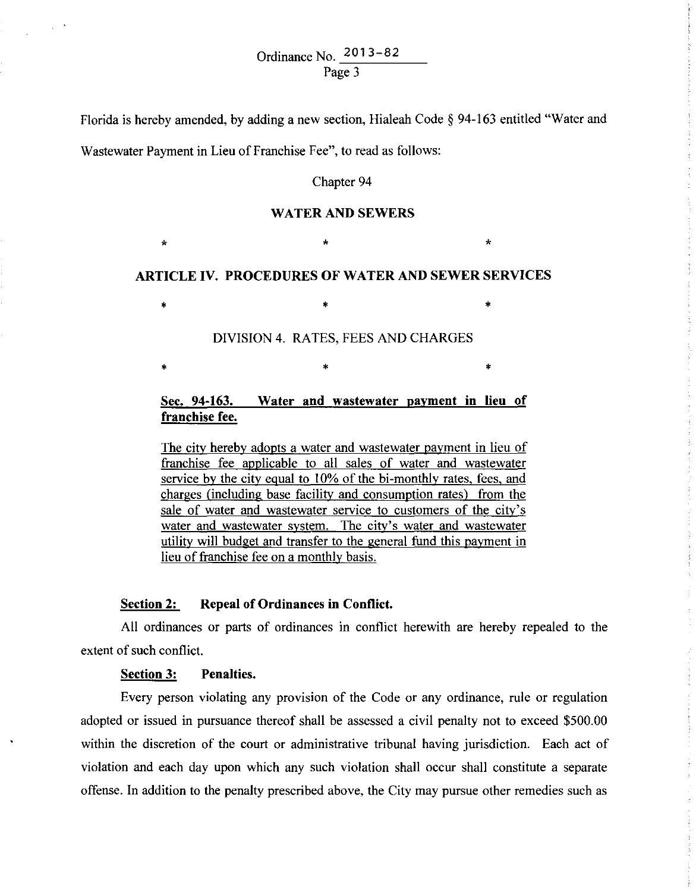Florida is hereby amended, by adding a new section, Hialeah Code § 94-163 entitled "Water and Wastewater Payment in Lieu of Franchise Fee", to read as follows:

Chapter 94

**WATER AND SEWERS**

\*                    \*                    \*

**ARTICLE IV. PROCEDURES OF WATER AND SEWER SERVICES**

\*                    \*                    \*

DIVISION 4. RATES, FEES AND CHARGES

\*                    \*                    \*

**Sec. 94-163. Water and wastewater payment in lieu of franchise fee.**

The city hereby adopts a water and wastewater payment in lieu of franchise fee applicable to all sales of water and wastewater service by the city equal to 10% of the bi-monthly rates, fees, and charges (including base facility and consumption rates) from the sale of water and wastewater service to customers of the city's water and wastewater system. The city's water and wastewater utility will budget and transfer to the general fund this payment in lieu of franchise fee on a monthly basis.

**Section 2: Repeal of Ordinances in Conflict.**

All ordinances or parts of ordinances in conflict herewith are hereby repealed to the extent of such conflict.

**Section 3: Penalties.**

Every person violating any provision of the Code or any ordinance, rule or regulation adopted or issued in pursuance thereof shall be assessed a civil penalty not to exceed $500.00 within the discretion of the court or administrative tribunal having jurisdiction. Each act of violation and each day upon which any such violation shall occur shall constitute a separate offense. In addition to the penalty prescribed above, the City may pursue other remedies such as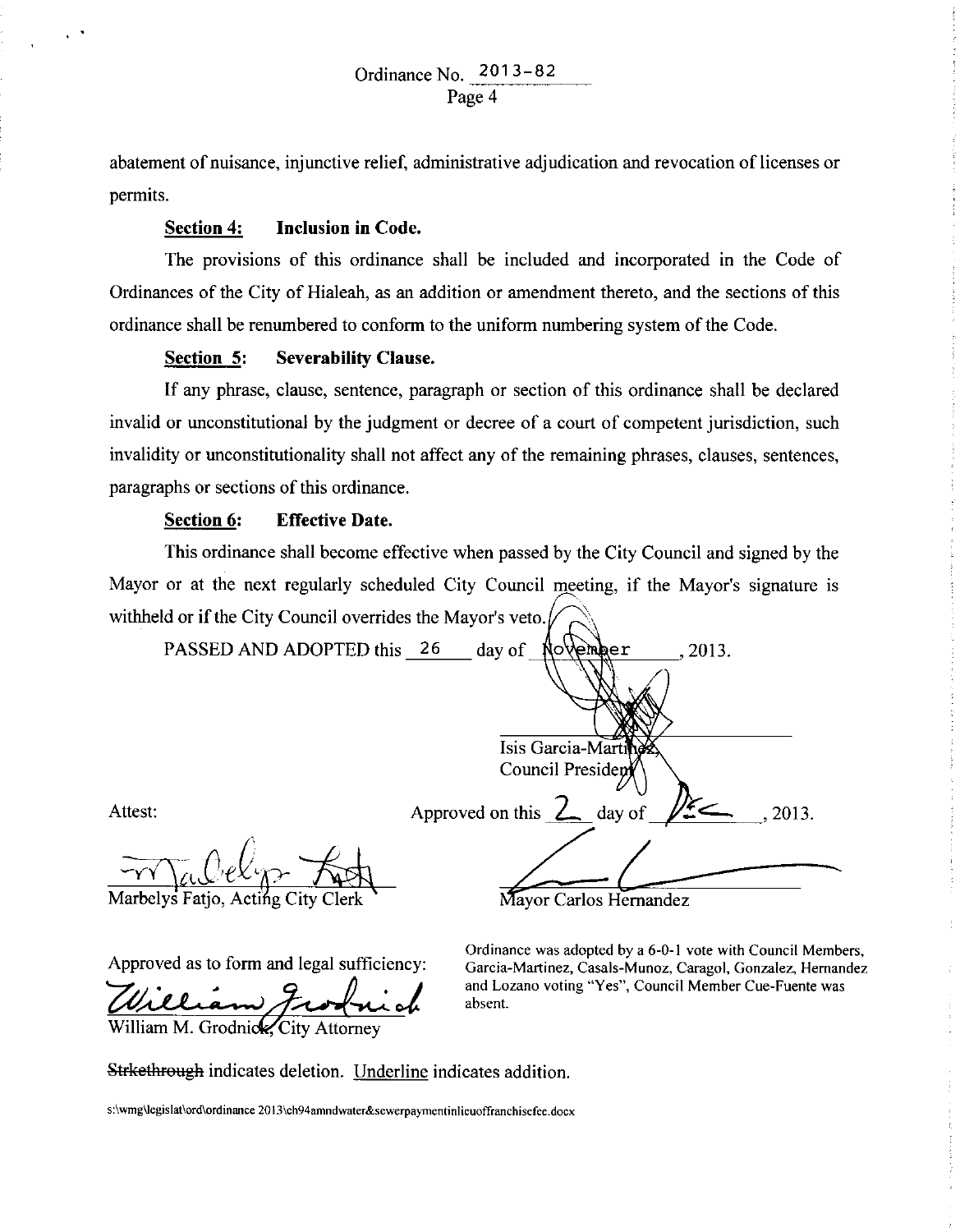abatement of nuisance, injunctive relief, administrative adjudication and revocation of licenses or permits.

**Section 4: Inclusion in Code.**

The provisions of this ordinance shall be included and incorporated in the Code of Ordinances of the City of Hialeah, as an addition or amendment thereto, and the sections of this ordinance shall be renumbered to conform to the uniform numbering system of the Code.

**Section 5: Severability Clause.**

If any phrase, clause, sentence, paragraph or section of this ordinance shall be declared invalid or unconstitutional by the judgment or decree of a court of competent jurisdiction, such invalidity or unconstitutionality shall not affect any of the remaining phrases, clauses, sentences, paragraphs or sections of this ordinance.

**Section 6: Effective Date.**

This ordinance shall become effective when passed by the City Council and signed by the Mayor or at the next regularly scheduled City Council meeting, if the Mayor's signature is withheld or if the City Council overrides the Mayor's veto.

PASSED AND ADOPTED this 26 day of November, 2013.

Isis Garcia-Martinez, Council President

Attest:

Approved on this 2 day of Dec, 2013.

Marbelys Fatjo, Acting City Clerk

Mayor Carlos Hernandez

Approved as to form and legal sufficiency:

William M. Grodnick, City Attorney

Ordinance was adopted by a 6-0-1 vote with Council Members, Garcia-Martinez, Casals-Munoz, Caragol, Gonzalez, Hernandez and Lozano voting "Yes", Council Member Cue-Fuente was absent.

~~Strikethrough~~ indicates deletion. <u>Underline</u> indicates addition.

s:\wmg\legislat\ord\ordinance 2013\ch94amndwater&sewerpaymentinlieuoffranchisefee.docx